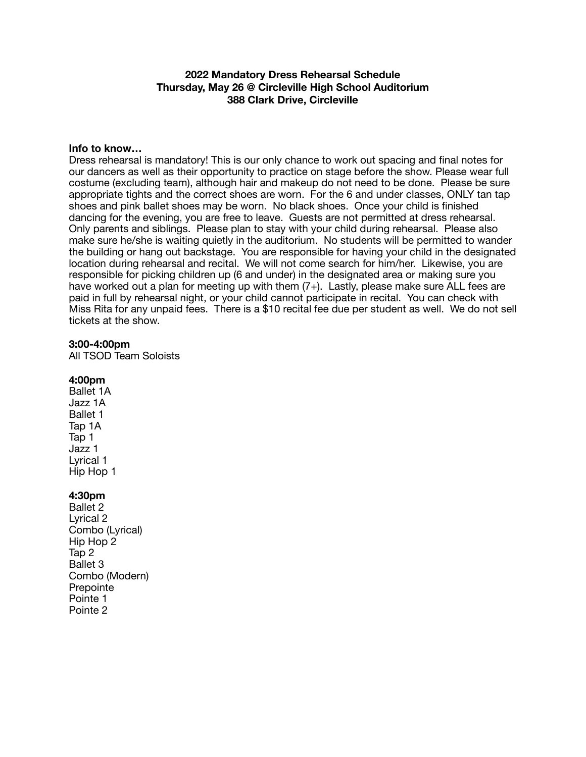**2022 Mandatory Dress Rehearsal Schedule**
**Thursday, May 26 @ Circleville High School Auditorium**
**388 Clark Drive, Circleville**

**Info to know…**

Dress rehearsal is mandatory! This is our only chance to work out spacing and final notes for our dancers as well as their opportunity to practice on stage before the show. Please wear full costume (excluding team), although hair and makeup do not need to be done. Please be sure appropriate tights and the correct shoes are worn. For the 6 and under classes, ONLY tan tap shoes and pink ballet shoes may be worn. No black shoes. Once your child is finished dancing for the evening, you are free to leave. Guests are not permitted at dress rehearsal. Only parents and siblings. Please plan to stay with your child during rehearsal. Please also make sure he/she is waiting quietly in the auditorium. No students will be permitted to wander the building or hang out backstage. You are responsible for having your child in the designated location during rehearsal and recital. We will not come search for him/her. Likewise, you are responsible for picking children up (6 and under) in the designated area or making sure you have worked out a plan for meeting up with them (7+). Lastly, please make sure ALL fees are paid in full by rehearsal night, or your child cannot participate in recital. You can check with Miss Rita for any unpaid fees. There is a $10 recital fee due per student as well. We do not sell tickets at the show.

**3:00-4:00pm**
All TSOD Team Soloists

**4:00pm**
Ballet 1A
Jazz 1A
Ballet 1
Tap 1A
Tap 1
Jazz 1
Lyrical 1
Hip Hop 1

**4:30pm**
Ballet 2
Lyrical 2
Combo (Lyrical)
Hip Hop 2
Tap 2
Ballet 3
Combo (Modern)
Prepointe
Pointe 1
Pointe 2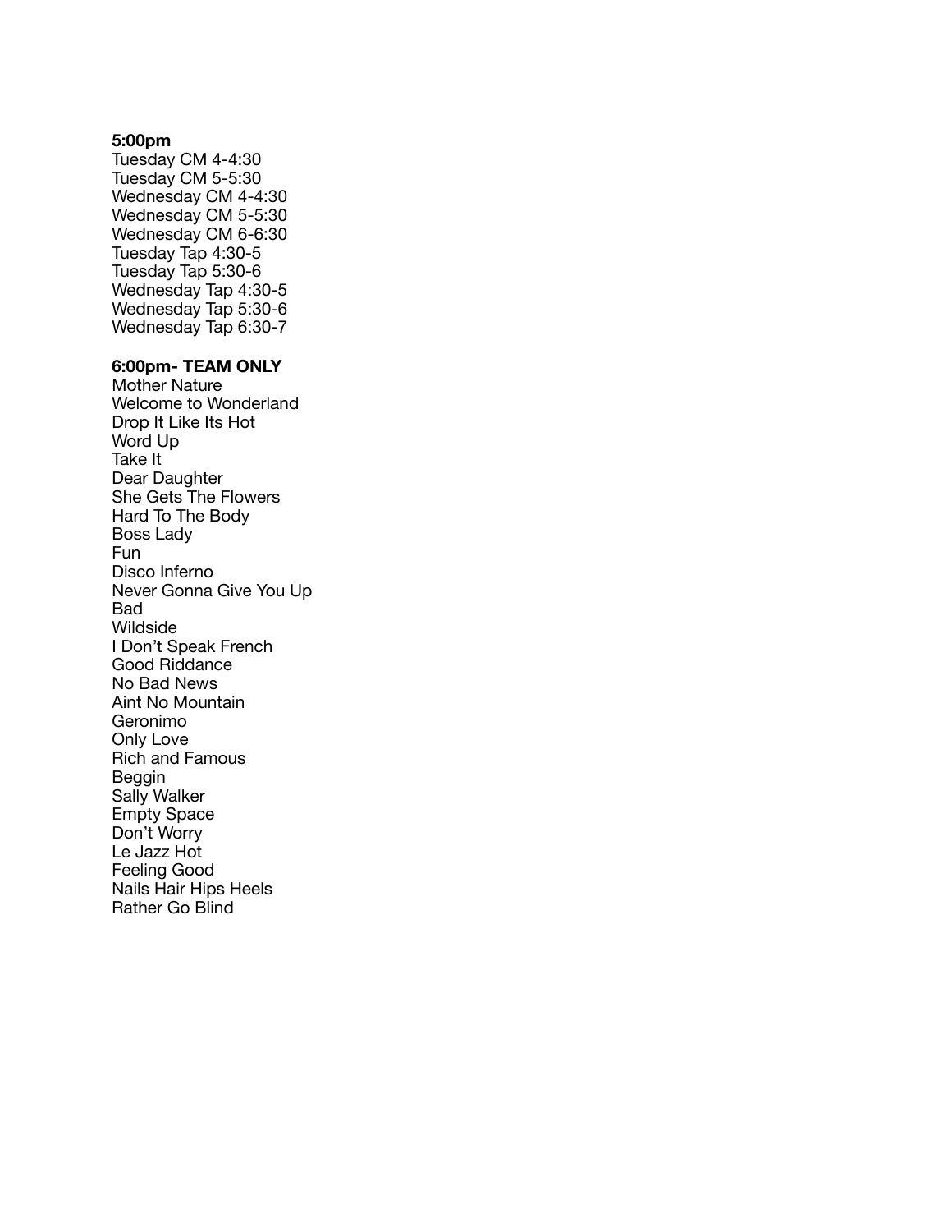**5:00pm**

Tuesday CM 4-4:30
Tuesday CM 5-5:30
Wednesday CM 4-4:30
Wednesday CM 5-5:30
Wednesday CM 6-6:30
Tuesday Tap 4:30-5
Tuesday Tap 5:30-6
Wednesday Tap 4:30-5
Wednesday Tap 5:30-6
Wednesday Tap 6:30-7

**6:00pm- TEAM ONLY**

Mother Nature
Welcome to Wonderland
Drop It Like Its Hot
Word Up
Take It
Dear Daughter
She Gets The Flowers
Hard To The Body
Boss Lady
Fun
Disco Inferno
Never Gonna Give You Up
Bad
Wildside
I Don't Speak French
Good Riddance
No Bad News
Aint No Mountain
Geronimo
Only Love
Rich and Famous
Beggin
Sally Walker
Empty Space
Don't Worry
Le Jazz Hot
Feeling Good
Nails Hair Hips Heels
Rather Go Blind